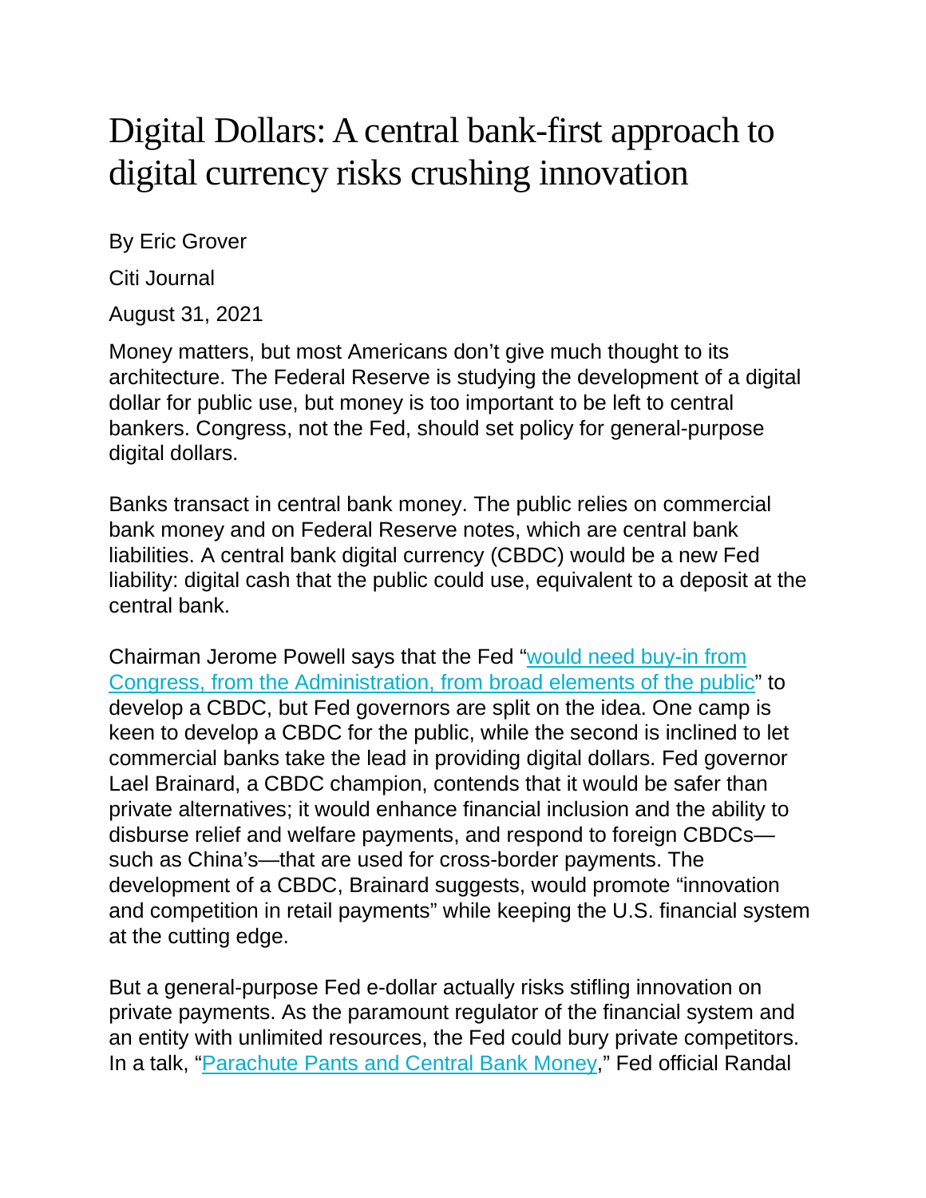# Digital Dollars: A central bank-first approach to digital currency risks crushing innovation

By Eric Grover

Citi Journal

August 31, 2021

Money matters, but most Americans don't give much thought to its architecture. The Federal Reserve is studying the development of a digital dollar for public use, but money is too important to be left to central bankers. Congress, not the Fed, should set policy for general-purpose digital dollars.

Banks transact in central bank money. The public relies on commercial bank money and on Federal Reserve notes, which are central bank liabilities. A central bank digital currency (CBDC) would be a new Fed liability: digital cash that the public could use, equivalent to a deposit at the central bank.

Chairman Jerome Powell says that the Fed "[would need buy-in from Congress, from the Administration, from broad elements of the public]()" to develop a CBDC, but Fed governors are split on the idea. One camp is keen to develop a CBDC for the public, while the second is inclined to let commercial banks take the lead in providing digital dollars. Fed governor Lael Brainard, a CBDC champion, contends that it would be safer than private alternatives; it would enhance financial inclusion and the ability to disburse relief and welfare payments, and respond to foreign CBDCs—such as China's—that are used for cross-border payments. The development of a CBDC, Brainard suggests, would promote "innovation and competition in retail payments" while keeping the U.S. financial system at the cutting edge.

But a general-purpose Fed e-dollar actually risks stifling innovation on private payments. As the paramount regulator of the financial system and an entity with unlimited resources, the Fed could bury private competitors. In a talk, "[Parachute Pants and Central Bank Money]()," Fed official Randal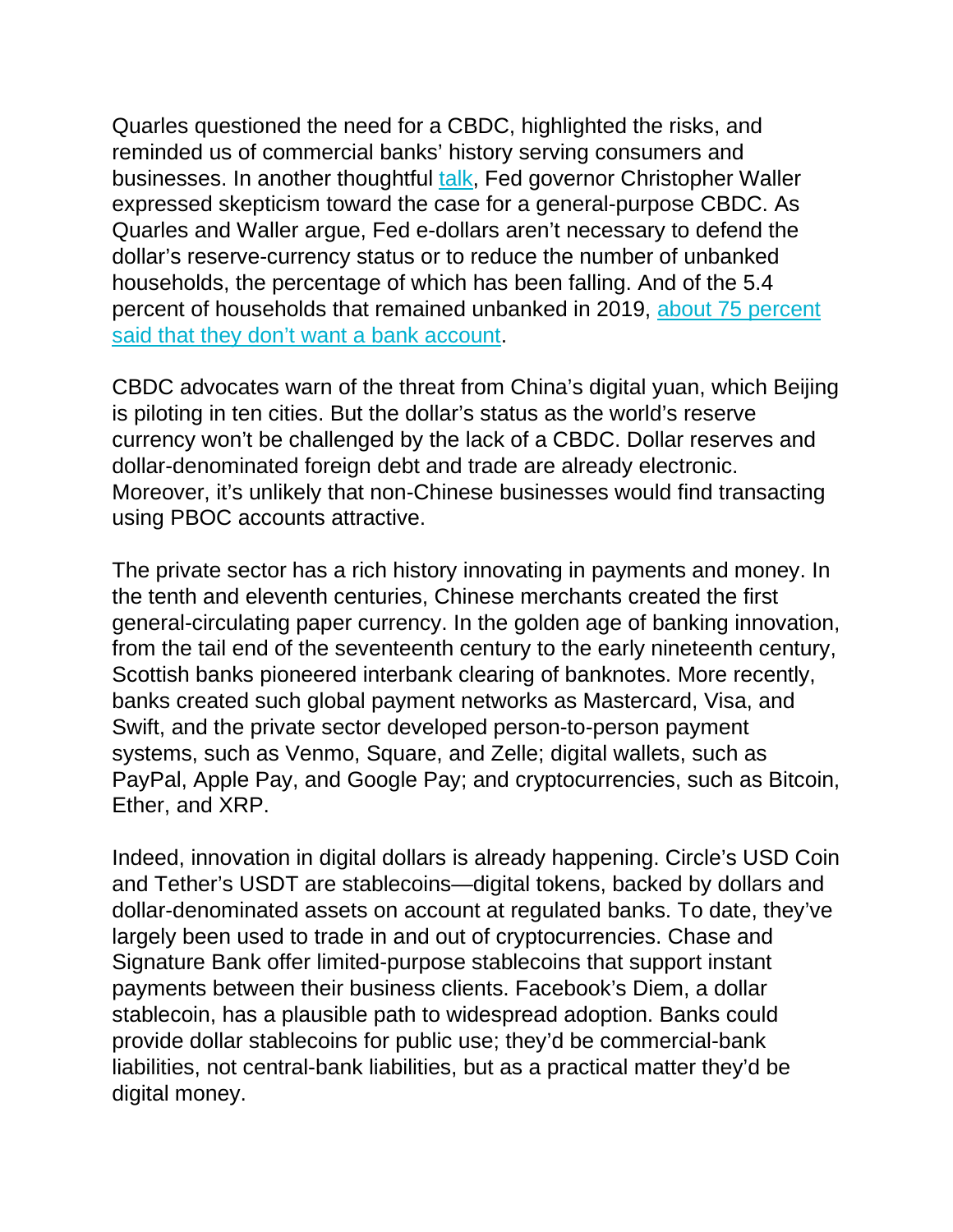Quarles questioned the need for a CBDC, highlighted the risks, and reminded us of commercial banks' history serving consumers and businesses. In another thoughtful talk, Fed governor Christopher Waller expressed skepticism toward the case for a general-purpose CBDC. As Quarles and Waller argue, Fed e-dollars aren't necessary to defend the dollar's reserve-currency status or to reduce the number of unbanked households, the percentage of which has been falling. And of the 5.4 percent of households that remained unbanked in 2019, about 75 percent said that they don't want a bank account.

CBDC advocates warn of the threat from China's digital yuan, which Beijing is piloting in ten cities. But the dollar's status as the world's reserve currency won't be challenged by the lack of a CBDC. Dollar reserves and dollar-denominated foreign debt and trade are already electronic. Moreover, it's unlikely that non-Chinese businesses would find transacting using PBOC accounts attractive.

The private sector has a rich history innovating in payments and money. In the tenth and eleventh centuries, Chinese merchants created the first general-circulating paper currency. In the golden age of banking innovation, from the tail end of the seventeenth century to the early nineteenth century, Scottish banks pioneered interbank clearing of banknotes. More recently, banks created such global payment networks as Mastercard, Visa, and Swift, and the private sector developed person-to-person payment systems, such as Venmo, Square, and Zelle; digital wallets, such as PayPal, Apple Pay, and Google Pay; and cryptocurrencies, such as Bitcoin, Ether, and XRP.

Indeed, innovation in digital dollars is already happening. Circle's USD Coin and Tether's USDT are stablecoins—digital tokens, backed by dollars and dollar-denominated assets on account at regulated banks. To date, they've largely been used to trade in and out of cryptocurrencies. Chase and Signature Bank offer limited-purpose stablecoins that support instant payments between their business clients. Facebook's Diem, a dollar stablecoin, has a plausible path to widespread adoption. Banks could provide dollar stablecoins for public use; they'd be commercial-bank liabilities, not central-bank liabilities, but as a practical matter they'd be digital money.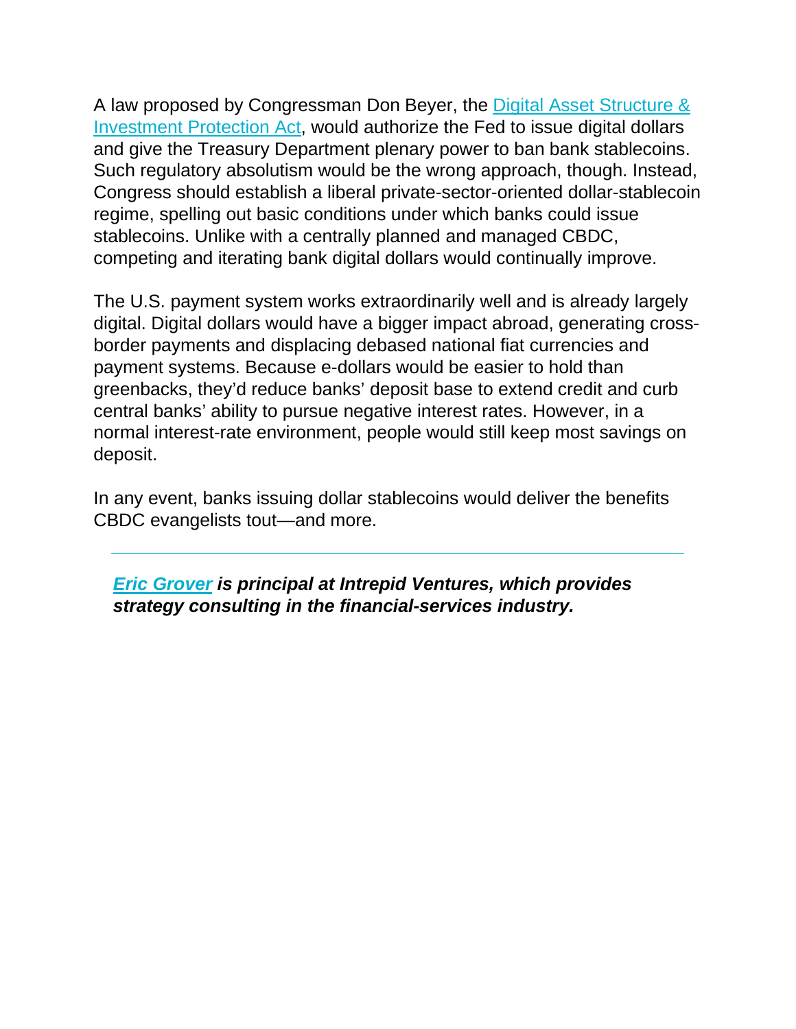A law proposed by Congressman Don Beyer, the [Digital Asset Structure & Investment Protection Act](), would authorize the Fed to issue digital dollars and give the Treasury Department plenary power to ban bank stablecoins. Such regulatory absolutism would be the wrong approach, though. Instead, Congress should establish a liberal private-sector-oriented dollar-stablecoin regime, spelling out basic conditions under which banks could issue stablecoins. Unlike with a centrally planned and managed CBDC, competing and iterating bank digital dollars would continually improve.

The U.S. payment system works extraordinarily well and is already largely digital. Digital dollars would have a bigger impact abroad, generating cross-border payments and displacing debased national fiat currencies and payment systems. Because e-dollars would be easier to hold than greenbacks, they'd reduce banks' deposit base to extend credit and curb central banks' ability to pursue negative interest rates. However, in a normal interest-rate environment, people would still keep most savings on deposit.

In any event, banks issuing dollar stablecoins would deliver the benefits CBDC evangelists tout—and more.

---

***[Eric Grover]() is principal at Intrepid Ventures, which provides strategy consulting in the financial-services industry.***